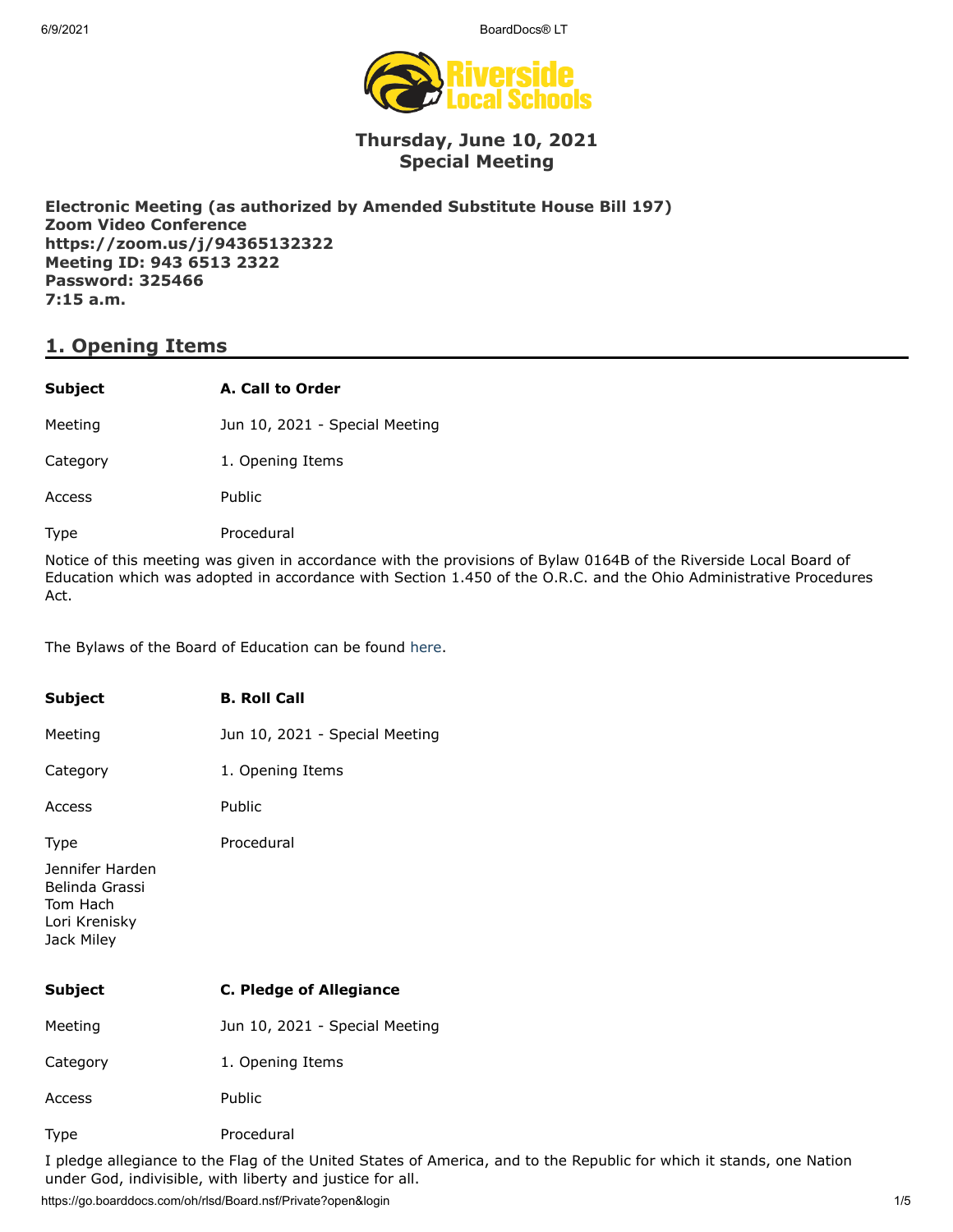# Thursday, June 10, 2021
# Special Meeting

**Electronic Meeting (as authorized by Amended Substitute House Bill 197)**
**Zoom Video Conference**
**https://zoom.us/j/94365132322**
**Meeting ID: 943 6513 2322**
**Password: 325466**
**7:15 a.m.**

## 1. Opening Items

| | |
|---|---|
| **Subject** | **A. Call to Order** |
| Meeting | Jun 10, 2021 - Special Meeting |
| Category | 1. Opening Items |
| Access | Public |
| Type | Procedural |

Notice of this meeting was given in accordance with the provisions of Bylaw 0164B of the Riverside Local Board of Education which was adopted in accordance with Section 1.450 of the O.R.C. and the Ohio Administrative Procedures Act.

The Bylaws of the Board of Education can be found here.

| | |
|---|---|
| **Subject** | **B. Roll Call** |
| Meeting | Jun 10, 2021 - Special Meeting |
| Category | 1. Opening Items |
| Access | Public |
| Type | Procedural |

Jennifer Harden
Belinda Grassi
Tom Hach
Lori Krenisky
Jack Miley

| | |
|---|---|
| **Subject** | **C. Pledge of Allegiance** |
| Meeting | Jun 10, 2021 - Special Meeting |
| Category | 1. Opening Items |
| Access | Public |
| Type | Procedural |

I pledge allegiance to the Flag of the United States of America, and to the Republic for which it stands, one Nation under God, indivisible, with liberty and justice for all.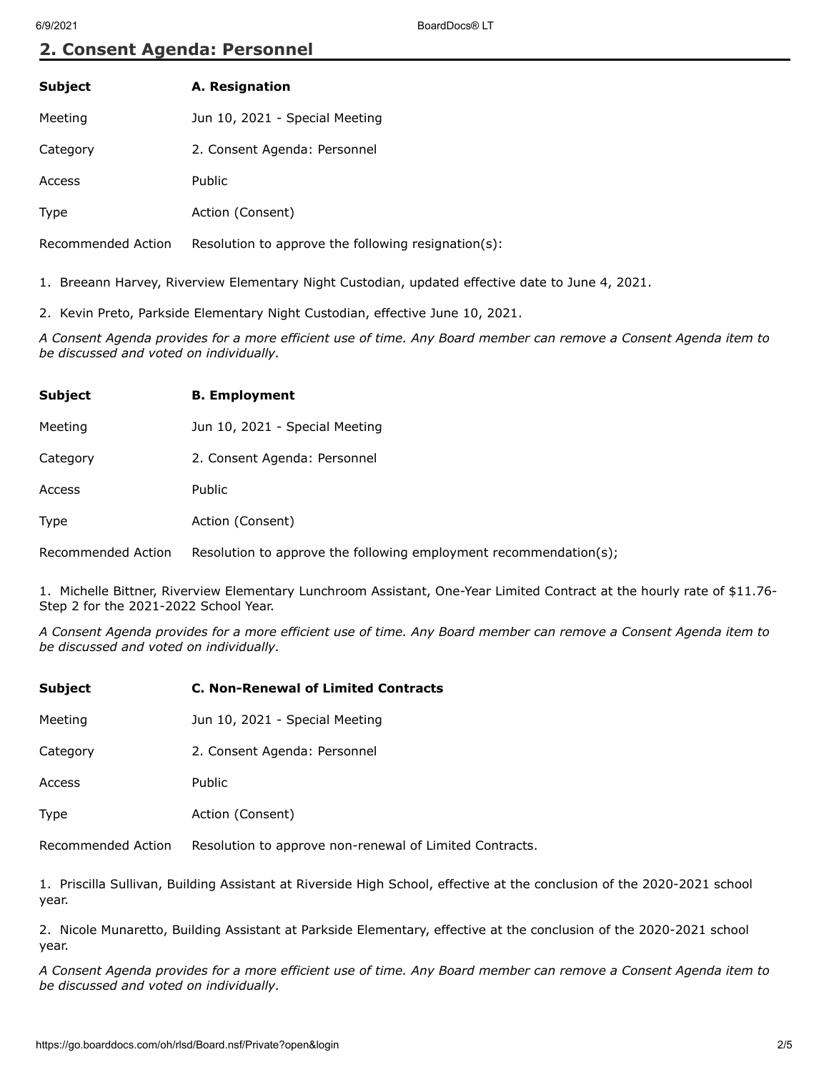## 2. Consent Agenda: Personnel

| | |
|---|---|
| **Subject** | **A. Resignation** |
| Meeting | Jun 10, 2021 - Special Meeting |
| Category | 2. Consent Agenda: Personnel |
| Access | Public |
| Type | Action (Consent) |
| Recommended Action | Resolution to approve the following resignation(s): |

1. Breeann Harvey, Riverview Elementary Night Custodian, updated effective date to June 4, 2021.

2. Kevin Preto, Parkside Elementary Night Custodian, effective June 10, 2021.

*A Consent Agenda provides for a more efficient use of time. Any Board member can remove a Consent Agenda item to be discussed and voted on individually.*

| | |
|---|---|
| **Subject** | **B. Employment** |
| Meeting | Jun 10, 2021 - Special Meeting |
| Category | 2. Consent Agenda: Personnel |
| Access | Public |
| Type | Action (Consent) |
| Recommended Action | Resolution to approve the following employment recommendation(s); |

1. Michelle Bittner, Riverview Elementary Lunchroom Assistant, One-Year Limited Contract at the hourly rate of $11.76-Step 2 for the 2021-2022 School Year.

*A Consent Agenda provides for a more efficient use of time. Any Board member can remove a Consent Agenda item to be discussed and voted on individually.*

| | |
|---|---|
| **Subject** | **C. Non-Renewal of Limited Contracts** |
| Meeting | Jun 10, 2021 - Special Meeting |
| Category | 2. Consent Agenda: Personnel |
| Access | Public |
| Type | Action (Consent) |
| Recommended Action | Resolution to approve non-renewal of Limited Contracts. |

1. Priscilla Sullivan, Building Assistant at Riverside High School, effective at the conclusion of the 2020-2021 school year.

2. Nicole Munaretto, Building Assistant at Parkside Elementary, effective at the conclusion of the 2020-2021 school year.

*A Consent Agenda provides for a more efficient use of time. Any Board member can remove a Consent Agenda item to be discussed and voted on individually.*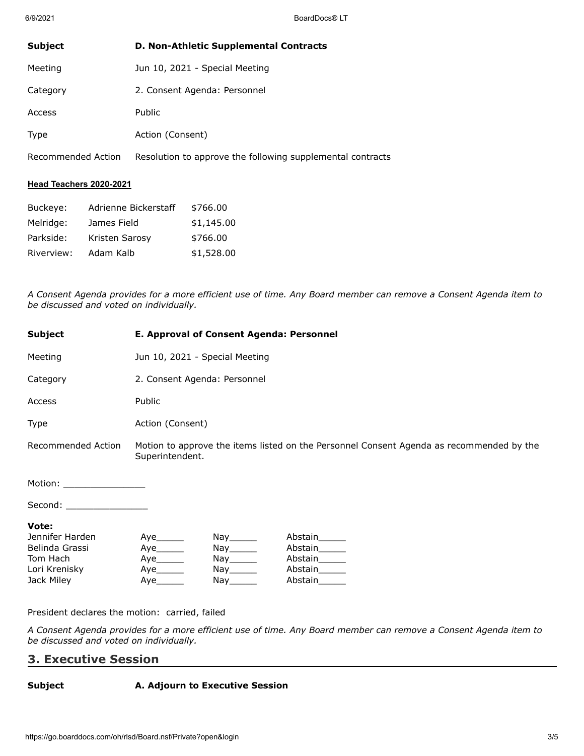| | |
|---|---|
| **Subject** | **D. Non-Athletic Supplemental Contracts** |
| Meeting | Jun 10, 2021 - Special Meeting |
| Category | 2. Consent Agenda: Personnel |
| Access | Public |
| Type | Action (Consent) |
| Recommended Action | Resolution to approve the following supplemental contracts |

**Head Teachers 2020-2021**

| | | |
|---|---|---|
| Buckeye: | Adrienne Bickerstaff | $766.00 |
| Melridge: | James Field | $1,145.00 |
| Parkside: | Kristen Sarosy | $766.00 |
| Riverview: | Adam Kalb | $1,528.00 |

*A Consent Agenda provides for a more efficient use of time. Any Board member can remove a Consent Agenda item to be discussed and voted on individually.*

| | |
|---|---|
| **Subject** | **E. Approval of Consent Agenda: Personnel** |
| Meeting | Jun 10, 2021 - Special Meeting |
| Category | 2. Consent Agenda: Personnel |
| Access | Public |
| Type | Action (Consent) |
| Recommended Action | Motion to approve the items listed on the Personnel Consent Agenda as recommended by the Superintendent. |

Motion: _______________

Second: _______________

**Vote:**

| | | | |
|---|---|---|---|
| Jennifer Harden | Aye_____ | Nay_____ | Abstain_____ |
| Belinda Grassi | Aye_____ | Nay_____ | Abstain_____ |
| Tom Hach | Aye_____ | Nay_____ | Abstain_____ |
| Lori Krenisky | Aye_____ | Nay_____ | Abstain_____ |
| Jack Miley | Aye_____ | Nay_____ | Abstain_____ |

President declares the motion: carried, failed

*A Consent Agenda provides for a more efficient use of time. Any Board member can remove a Consent Agenda item to be discussed and voted on individually.*

## 3. Executive Session

| | |
|---|---|
| **Subject** | **A. Adjourn to Executive Session** |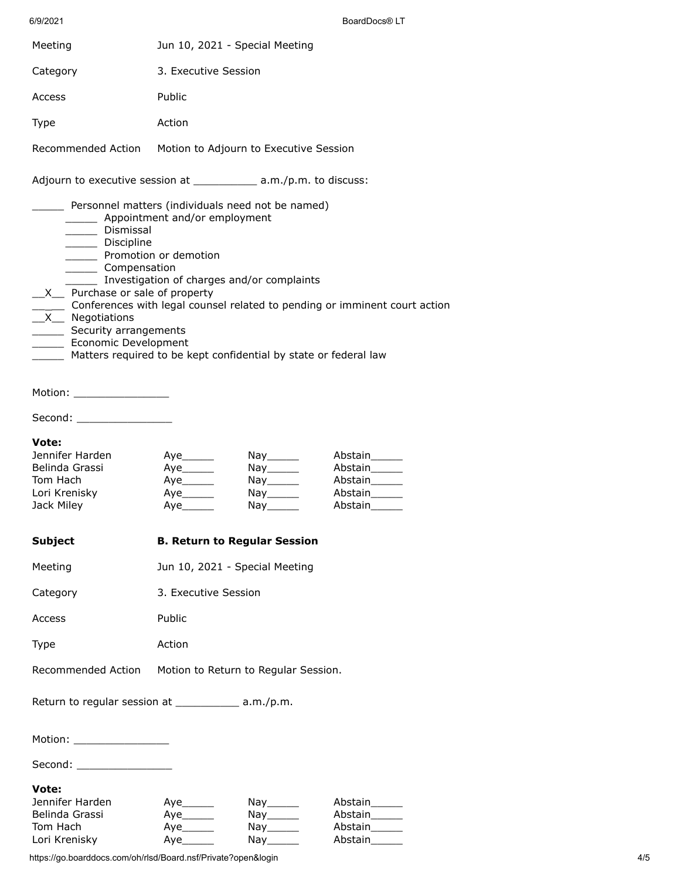| | |
|---|---|
| Meeting | Jun 10, 2021 - Special Meeting |
| Category | 3. Executive Session |
| Access | Public |
| Type | Action |
| Recommended Action | Motion to Adjourn to Executive Session |

Adjourn to executive session at __________ a.m./p.m. to discuss:

- _____ Personnel matters (individuals need not be named)
  - _____ Appointment and/or employment
  - _____ Dismissal
  - _____ Discipline
  - _____ Promotion or demotion
  - _____ Compensation
  - _____ Investigation of charges and/or complaints
- __X__ Purchase or sale of property
- _____ Conferences with legal counsel related to pending or imminent court action
- __X__ Negotiations
- _____ Security arrangements
- _____ Economic Development
- _____ Matters required to be kept confidential by state or federal law

Motion: _______________

Second: _______________

**Vote:**

| | | | |
|---|---|---|---|
| Jennifer Harden | Aye_____ | Nay_____ | Abstain_____ |
| Belinda Grassi | Aye_____ | Nay_____ | Abstain_____ |
| Tom Hach | Aye_____ | Nay_____ | Abstain_____ |
| Lori Krenisky | Aye_____ | Nay_____ | Abstain_____ |
| Jack Miley | Aye_____ | Nay_____ | Abstain_____ |

| | |
|---|---|
| **Subject** | **B. Return to Regular Session** |
| Meeting | Jun 10, 2021 - Special Meeting |
| Category | 3. Executive Session |
| Access | Public |
| Type | Action |
| Recommended Action | Motion to Return to Regular Session. |

Return to regular session at __________ a.m./p.m.

Motion: _______________

Second: _______________

**Vote:**

| | | | |
|---|---|---|---|
| Jennifer Harden | Aye_____ | Nay_____ | Abstain_____ |
| Belinda Grassi | Aye_____ | Nay_____ | Abstain_____ |
| Tom Hach | Aye_____ | Nay_____ | Abstain_____ |
| Lori Krenisky | Aye_____ | Nay_____ | Abstain_____ |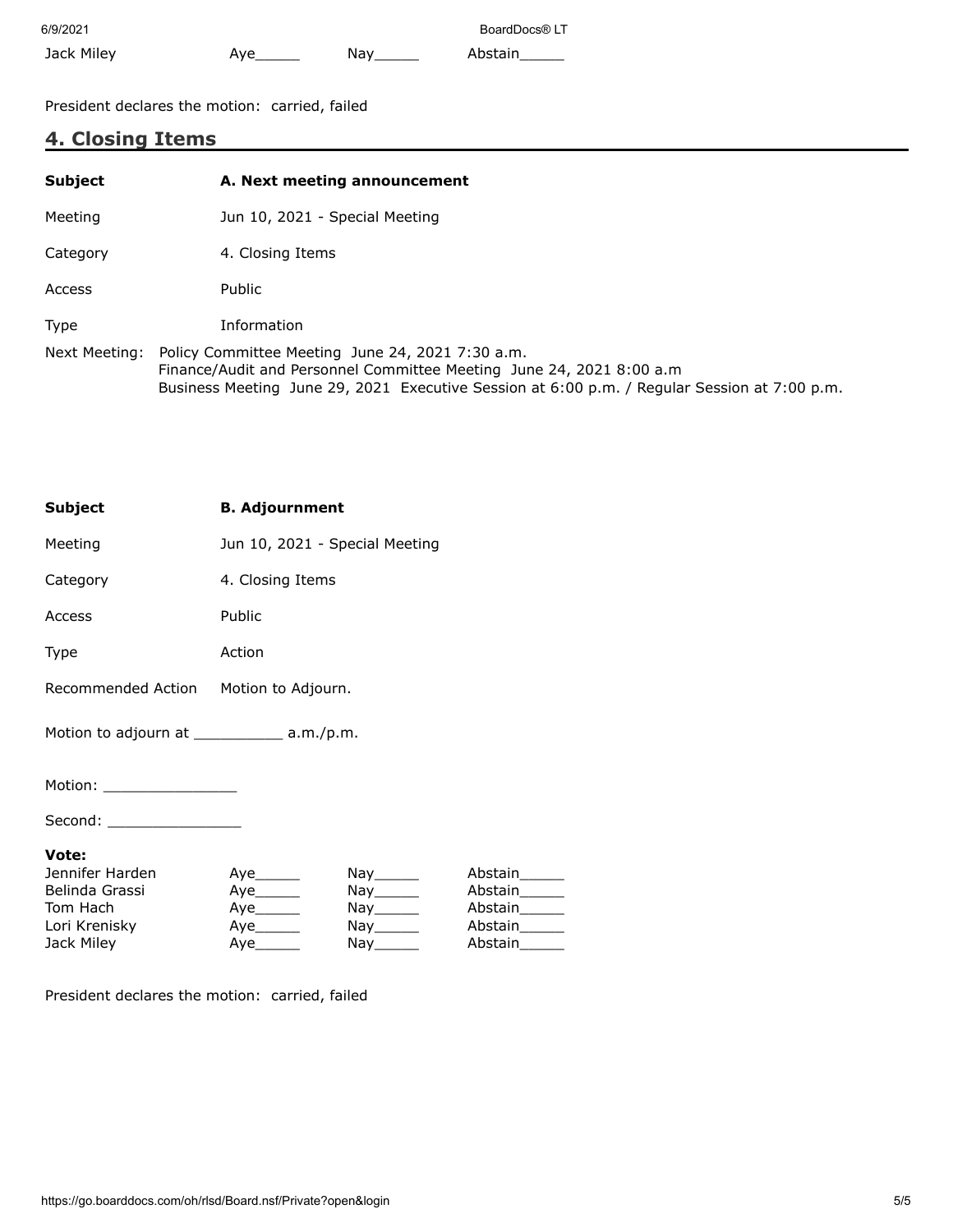| | | | |
|---|---|---|---|
| Jack Miley | Aye_____ | Nay_____ | Abstain_____ |

President declares the motion: carried, failed

## 4. Closing Items

| | |
|---|---|
| **Subject** | **A. Next meeting announcement** |
| Meeting | Jun 10, 2021 - Special Meeting |
| Category | 4. Closing Items |
| Access | Public |
| Type | Information |

Next Meeting: Policy Committee Meeting June 24, 2021 7:30 a.m.
Finance/Audit and Personnel Committee Meeting June 24, 2021 8:00 a.m
Business Meeting June 29, 2021 Executive Session at 6:00 p.m. / Regular Session at 7:00 p.m.

| | |
|---|---|
| **Subject** | **B. Adjournment** |
| Meeting | Jun 10, 2021 - Special Meeting |
| Category | 4. Closing Items |
| Access | Public |
| Type | Action |
| Recommended Action | Motion to Adjourn. |

Motion to adjourn at __________ a.m./p.m.

Motion: _______________

Second: _______________

**Vote:**

| | | | |
|---|---|---|---|
| Jennifer Harden | Aye_____ | Nay_____ | Abstain_____ |
| Belinda Grassi | Aye_____ | Nay_____ | Abstain_____ |
| Tom Hach | Aye_____ | Nay_____ | Abstain_____ |
| Lori Krenisky | Aye_____ | Nay_____ | Abstain_____ |
| Jack Miley | Aye_____ | Nay_____ | Abstain_____ |

President declares the motion: carried, failed